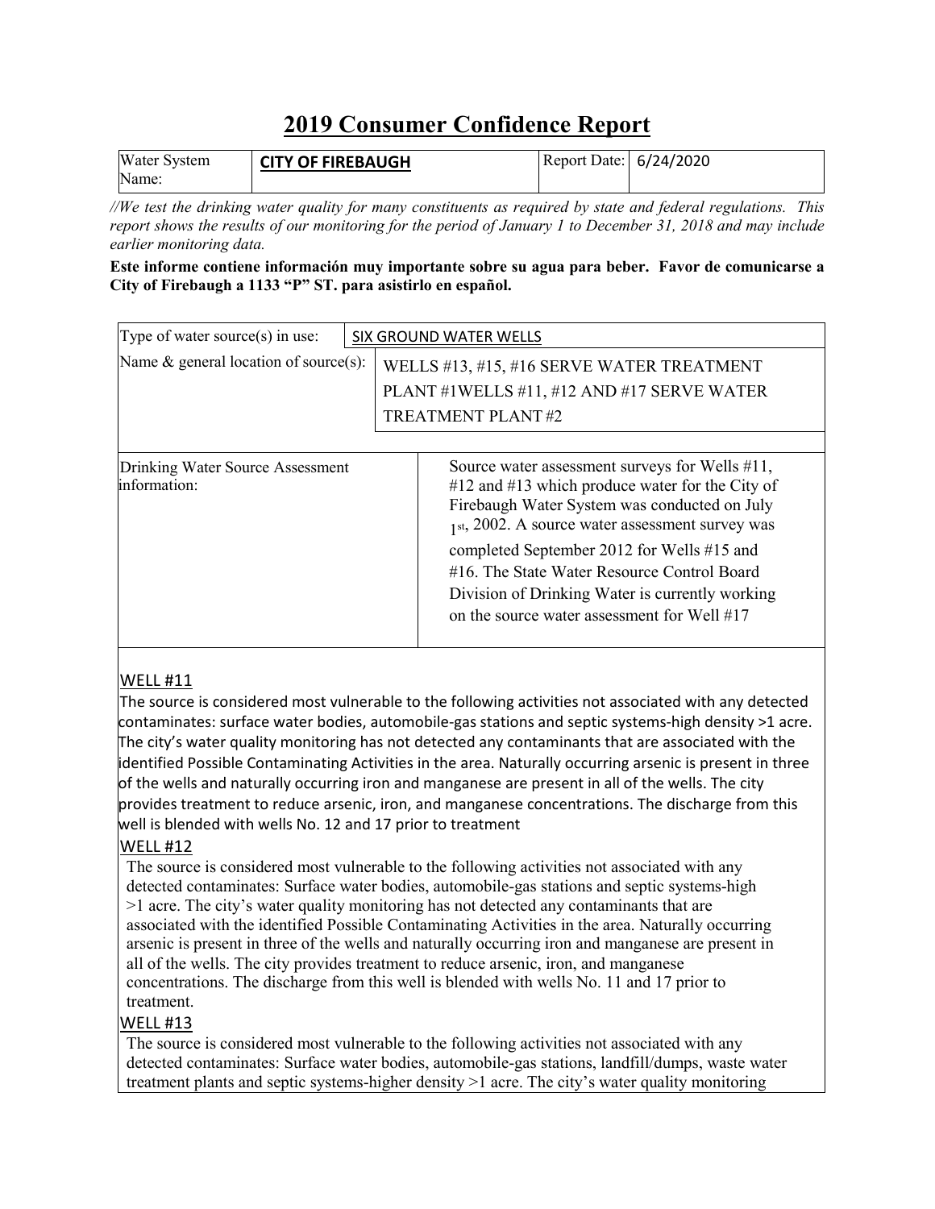# 2019 Consumer Confidence Report

| Water System Name: | CITY OF FIREBAUGH | Report Date: | 6/24/2020 |
|---|---|---|---|

*//We test the drinking water quality for many constituents as required by state and federal regulations. This report shows the results of our monitoring for the period of January 1 to December 31, 2018 and may include earlier monitoring data.*

**Este informe contiene información muy importante sobre su agua para beber. Favor de comunicarse a City of Firebaugh a 1133 "P" ST. para asistirlo en español.**

| Type of water source(s) in use: | SIX GROUND WATER WELLS |
|---|---|
| Name & general location of source(s): | WELLS #13, #15, #16 SERVE WATER TREATMENT PLANT #1WELLS #11, #12 AND #17 SERVE WATER TREATMENT PLANT #2 |
| Drinking Water Source Assessment information: | Source water assessment surveys for Wells #11, #12 and #13 which produce water for the City of Firebaugh Water System was conducted on July 1st, 2002. A source water assessment survey was completed September 2012 for Wells #15 and #16. The State Water Resource Control Board Division of Drinking Water is currently working on the source water assessment for Well #17 |

WELL #11

The source is considered most vulnerable to the following activities not associated with any detected contaminates: surface water bodies, automobile-gas stations and septic systems-high density >1 acre. The city's water quality monitoring has not detected any contaminants that are associated with the identified Possible Contaminating Activities in the area. Naturally occurring arsenic is present in three of the wells and naturally occurring iron and manganese are present in all of the wells. The city provides treatment to reduce arsenic, iron, and manganese concentrations. The discharge from this well is blended with wells No. 12 and 17 prior to treatment

WELL #12

The source is considered most vulnerable to the following activities not associated with any detected contaminates: Surface water bodies, automobile-gas stations and septic systems-high >1 acre. The city's water quality monitoring has not detected any contaminants that are associated with the identified Possible Contaminating Activities in the area. Naturally occurring arsenic is present in three of the wells and naturally occurring iron and manganese are present in all of the wells. The city provides treatment to reduce arsenic, iron, and manganese concentrations. The discharge from this well is blended with wells No. 11 and 17 prior to treatment.

WELL #13

The source is considered most vulnerable to the following activities not associated with any detected contaminates: Surface water bodies, automobile-gas stations, landfill/dumps, waste water treatment plants and septic systems-higher density >1 acre. The city's water quality monitoring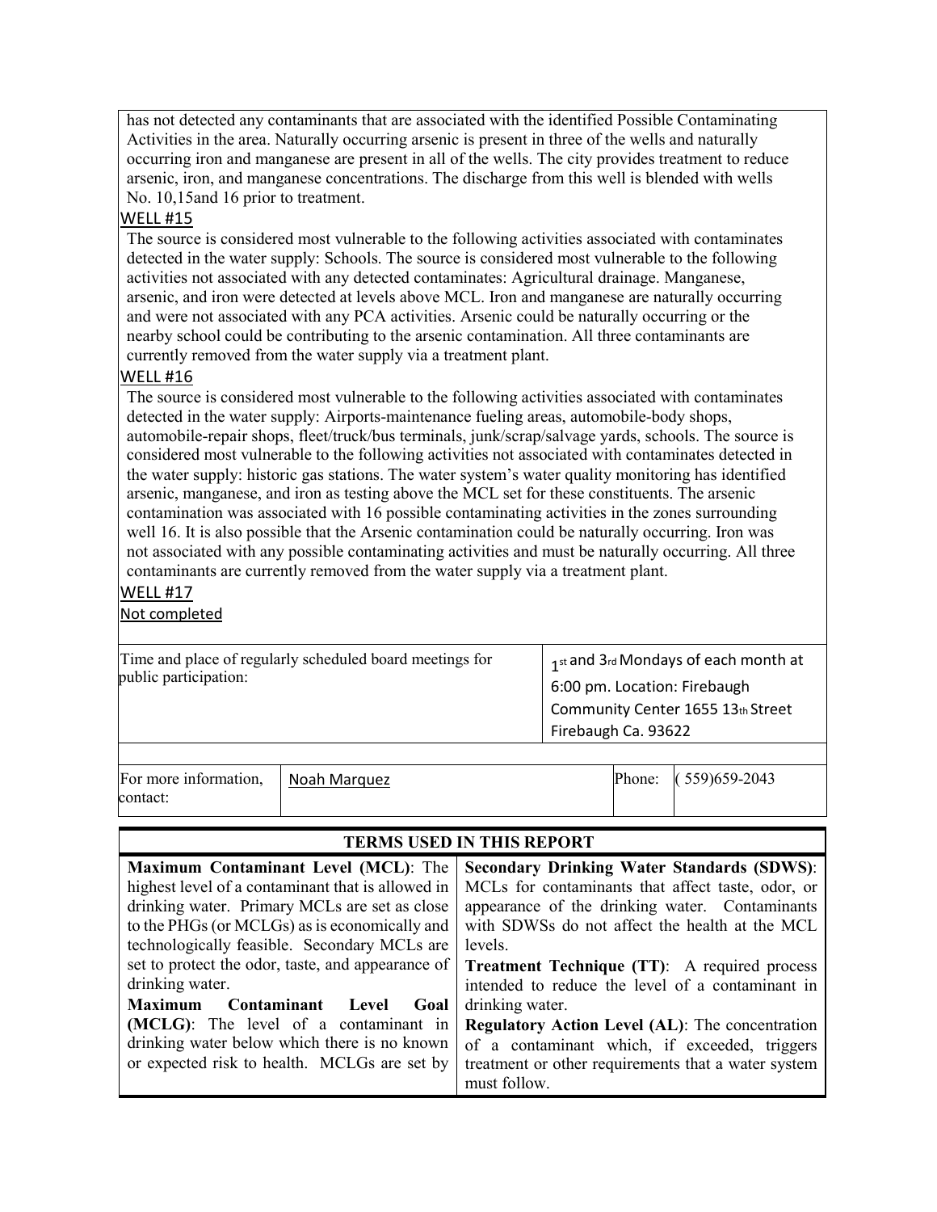has not detected any contaminants that are associated with the identified Possible Contaminating Activities in the area. Naturally occurring arsenic is present in three of the wells and naturally occurring iron and manganese are present in all of the wells. The city provides treatment to reduce arsenic, iron, and manganese concentrations. The discharge from this well is blended with wells No. 10,15and 16 prior to treatment.

WELL #15

The source is considered most vulnerable to the following activities associated with contaminates detected in the water supply: Schools. The source is considered most vulnerable to the following activities not associated with any detected contaminates: Agricultural drainage. Manganese, arsenic, and iron were detected at levels above MCL. Iron and manganese are naturally occurring and were not associated with any PCA activities. Arsenic could be naturally occurring or the nearby school could be contributing to the arsenic contamination. All three contaminants are currently removed from the water supply via a treatment plant.

WELL #16

The source is considered most vulnerable to the following activities associated with contaminates detected in the water supply: Airports-maintenance fueling areas, automobile-body shops, automobile-repair shops, fleet/truck/bus terminals, junk/scrap/salvage yards, schools. The source is considered most vulnerable to the following activities not associated with contaminates detected in the water supply: historic gas stations. The water system's water quality monitoring has identified arsenic, manganese, and iron as testing above the MCL set for these constituents. The arsenic contamination was associated with 16 possible contaminating activities in the zones surrounding well 16. It is also possible that the Arsenic contamination could be naturally occurring. Iron was not associated with any possible contaminating activities and must be naturally occurring. All three contaminants are currently removed from the water supply via a treatment plant.

WELL #17

Not completed

| Time and place of regularly scheduled board meetings for public participation: | 1st and 3rd Mondays of each month at 6:00 pm. Location: Firebaugh Community Center 1655 13th Street Firebaugh Ca. 93622 |
|---|---|

| For more information, contact: | Noah Marquez | Phone: | (559)659-2043 |
|---|---|---|---|

| TERMS USED IN THIS REPORT | |
|---|---|
| **Maximum Contaminant Level (MCL)**: The highest level of a contaminant that is allowed in drinking water. Primary MCLs are set as close to the PHGs (or MCLGs) as is economically and technologically feasible. Secondary MCLs are set to protect the odor, taste, and appearance of drinking water.<br>**Maximum Contaminant Level Goal (MCLG)**: The level of a contaminant in drinking water below which there is no known or expected risk to health. MCLGs are set by | **Secondary Drinking Water Standards (SDWS)**: MCLs for contaminants that affect taste, odor, or appearance of the drinking water. Contaminants with SDWSs do not affect the health at the MCL levels.<br>**Treatment Technique (TT)**: A required process intended to reduce the level of a contaminant in drinking water.<br>**Regulatory Action Level (AL)**: The concentration of a contaminant which, if exceeded, triggers treatment or other requirements that a water system must follow. |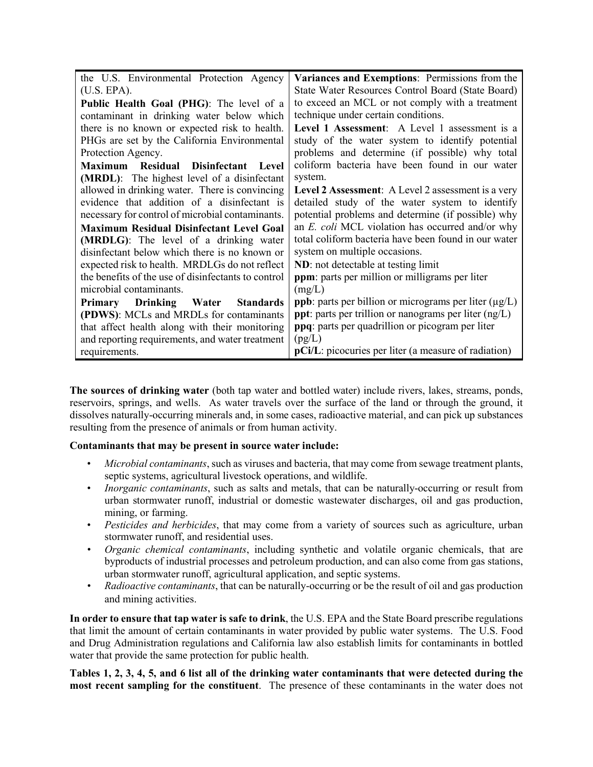| | |
|---|---|
| the U.S. Environmental Protection Agency (U.S. EPA).<br>**Public Health Goal (PHG)**: The level of a contaminant in drinking water below which there is no known or expected risk to health. PHGs are set by the California Environmental Protection Agency.<br>**Maximum Residual Disinfectant Level (MRDL)**: The highest level of a disinfectant allowed in drinking water. There is convincing evidence that addition of a disinfectant is necessary for control of microbial contaminants.<br>**Maximum Residual Disinfectant Level Goal (MRDLG)**: The level of a drinking water disinfectant below which there is no known or expected risk to health. MRDLGs do not reflect the benefits of the use of disinfectants to control microbial contaminants.<br>**Primary Drinking Water Standards (PDWS)**: MCLs and MRDLs for contaminants that affect health along with their monitoring and reporting requirements, and water treatment requirements. | **Variances and Exemptions**: Permissions from the State Water Resources Control Board (State Board) to exceed an MCL or not comply with a treatment technique under certain conditions.<br>**Level 1 Assessment**: A Level 1 assessment is a study of the water system to identify potential problems and determine (if possible) why total coliform bacteria have been found in our water system.<br>**Level 2 Assessment**: A Level 2 assessment is a very detailed study of the water system to identify potential problems and determine (if possible) why an *E. coli* MCL violation has occurred and/or why total coliform bacteria have been found in our water system on multiple occasions.<br>**ND**: not detectable at testing limit<br>**ppm**: parts per million or milligrams per liter (mg/L)<br>**ppb**: parts per billion or micrograms per liter (μg/L)<br>**ppt**: parts per trillion or nanograms per liter (ng/L)<br>**ppq**: parts per quadrillion or picogram per liter (pg/L)<br>**pCi/L**: picocuries per liter (a measure of radiation) |

**The sources of drinking water** (both tap water and bottled water) include rivers, lakes, streams, ponds, reservoirs, springs, and wells. As water travels over the surface of the land or through the ground, it dissolves naturally-occurring minerals and, in some cases, radioactive material, and can pick up substances resulting from the presence of animals or from human activity.

**Contaminants that may be present in source water include:**

- *Microbial contaminants*, such as viruses and bacteria, that may come from sewage treatment plants, septic systems, agricultural livestock operations, and wildlife.
- *Inorganic contaminants*, such as salts and metals, that can be naturally-occurring or result from urban stormwater runoff, industrial or domestic wastewater discharges, oil and gas production, mining, or farming.
- *Pesticides and herbicides*, that may come from a variety of sources such as agriculture, urban stormwater runoff, and residential uses.
- *Organic chemical contaminants*, including synthetic and volatile organic chemicals, that are byproducts of industrial processes and petroleum production, and can also come from gas stations, urban stormwater runoff, agricultural application, and septic systems.
- *Radioactive contaminants*, that can be naturally-occurring or be the result of oil and gas production and mining activities.

**In order to ensure that tap water is safe to drink**, the U.S. EPA and the State Board prescribe regulations that limit the amount of certain contaminants in water provided by public water systems. The U.S. Food and Drug Administration regulations and California law also establish limits for contaminants in bottled water that provide the same protection for public health.

**Tables 1, 2, 3, 4, 5, and 6 list all of the drinking water contaminants that were detected during the most recent sampling for the constituent**. The presence of these contaminants in the water does not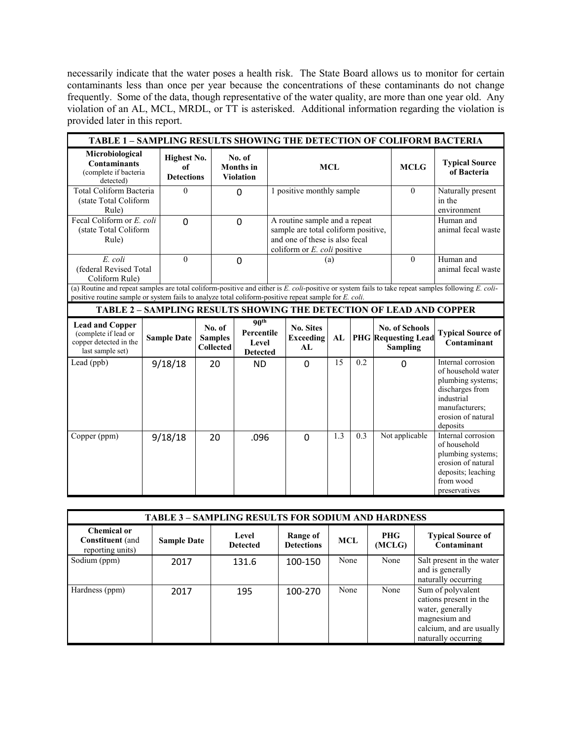necessarily indicate that the water poses a health risk. The State Board allows us to monitor for certain contaminants less than once per year because the concentrations of these contaminants do not change frequently. Some of the data, though representative of the water quality, are more than one year old. Any violation of an AL, MCL, MRDL, or TT is asterisked. Additional information regarding the violation is provided later in this report.

| TABLE 1 – SAMPLING RESULTS SHOWING THE DETECTION OF COLIFORM BACTERIA | | | | | |
|---|---|---|---|---|---|
| **Microbiological Contaminants** (complete if bacteria detected) | **Highest No. of Detections** | **No. of Months in Violation** | **MCL** | **MCLG** | **Typical Source of Bacteria** |
| Total Coliform Bacteria (state Total Coliform Rule) | 0 | 0 | 1 positive monthly sample | 0 | Naturally present in the environment |
| Fecal Coliform or *E. coli* (state Total Coliform Rule) | 0 | 0 | A routine sample and a repeat sample are total coliform positive, and one of these is also fecal coliform or *E. coli* positive | | Human and animal fecal waste |
| *E. coli* (federal Revised Total Coliform Rule) | 0 | 0 | (a) | 0 | Human and animal fecal waste |

(a) Routine and repeat samples are total coliform-positive and either is *E. coli*-positive or system fails to take repeat samples following *E. coli*-positive routine sample or system fails to analyze total coliform-positive repeat sample for *E. coli*.

| TABLE 2 – SAMPLING RESULTS SHOWING THE DETECTION OF LEAD AND COPPER | | | | | | | | |
|---|---|---|---|---|---|---|---|---|
| **Lead and Copper** (complete if lead or copper detected in the last sample set) | **Sample Date** | **No. of Samples Collected** | **90th Percentile Level Detected** | **No. Sites Exceeding AL** | **AL** | **PHG** | **No. of Schools Requesting Lead Sampling** | **Typical Source of Contaminant** |
| Lead (ppb) | 9/18/18 | 20 | ND | 0 | 15 | 0.2 | 0 | Internal corrosion of household water plumbing systems; discharges from industrial manufacturers; erosion of natural deposits |
| Copper (ppm) | 9/18/18 | 20 | .096 | 0 | 1.3 | 0.3 | Not applicable | Internal corrosion of household plumbing systems; erosion of natural deposits; leaching from wood preservatives |

| TABLE 3 – SAMPLING RESULTS FOR SODIUM AND HARDNESS | | | | | | |
|---|---|---|---|---|---|---|
| **Chemical or Constituent** (and reporting units) | **Sample Date** | **Level Detected** | **Range of Detections** | **MCL** | **PHG (MCLG)** | **Typical Source of Contaminant** |
| Sodium (ppm) | 2017 | 131.6 | 100-150 | None | None | Salt present in the water and is generally naturally occurring |
| Hardness (ppm) | 2017 | 195 | 100-270 | None | None | Sum of polyvalent cations present in the water, generally magnesium and calcium, and are usually naturally occurring |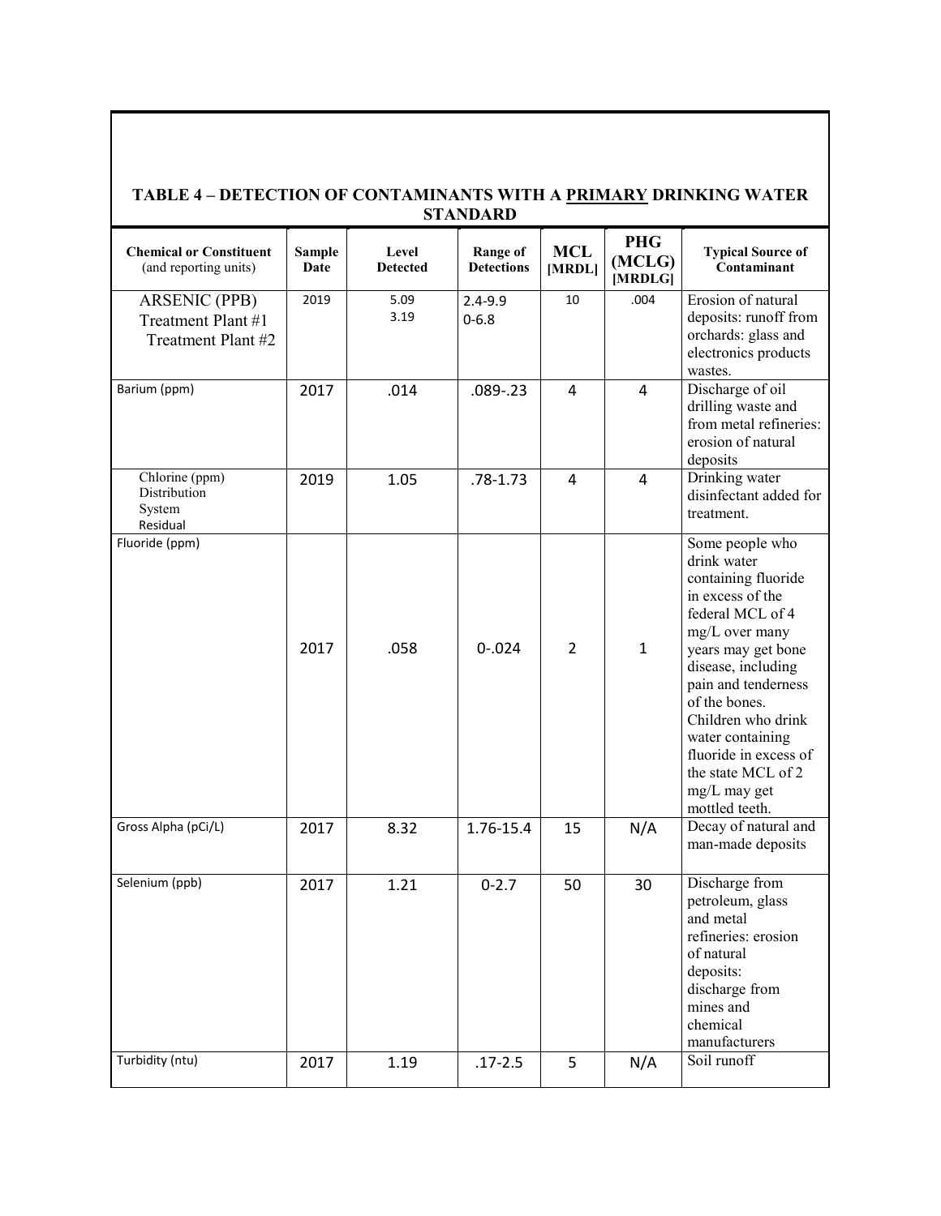## TABLE 4 – DETECTION OF CONTAMINANTS WITH A PRIMARY DRINKING WATER STANDARD

| Chemical or Constituent (and reporting units) | Sample Date | Level Detected | Range of Detections | MCL [MRDL] | PHG (MCLG) [MRDLG] | Typical Source of Contaminant |
|---|---|---|---|---|---|---|
| ARSENIC (PPB) Treatment Plant #1 Treatment Plant #2 | 2019 | 5.09 3.19 | 2.4-9.9 0-6.8 | 10 | .004 | Erosion of natural deposits: runoff from orchards: glass and electronics products wastes. |
| Barium (ppm) | 2017 | .014 | .089-.23 | 4 | 4 | Discharge of oil drilling waste and from metal refineries: erosion of natural deposits |
| Chlorine (ppm) Distribution System Residual | 2019 | 1.05 | .78-1.73 | 4 | 4 | Drinking water disinfectant added for treatment. |
| Fluoride (ppm) | 2017 | .058 | 0-.024 | 2 | 1 | Some people who drink water containing fluoride in excess of the federal MCL of 4 mg/L over many years may get bone disease, including pain and tenderness of the bones. Children who drink water containing fluoride in excess of the state MCL of 2 mg/L may get mottled teeth. |
| Gross Alpha (pCi/L) | 2017 | 8.32 | 1.76-15.4 | 15 | N/A | Decay of natural and man-made deposits |
| Selenium (ppb) | 2017 | 1.21 | 0-2.7 | 50 | 30 | Discharge from petroleum, glass and metal refineries: erosion of natural deposits: discharge from mines and chemical manufacturers |
| Turbidity (ntu) | 2017 | 1.19 | .17-2.5 | 5 | N/A | Soil runoff |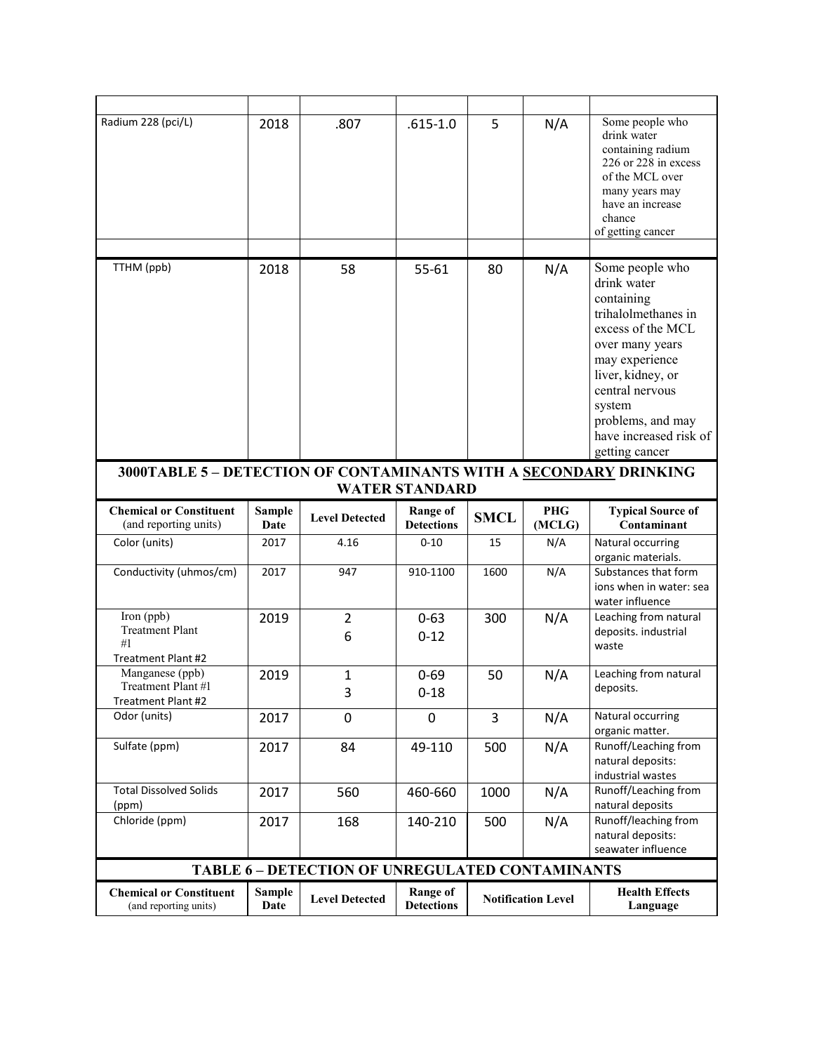| | | | | | | |
|---|---|---|---|---|---|---|
| Radium 228 (pci/L) | 2018 | .807 | .615-1.0 | 5 | N/A | Some people who drink water containing radium 226 or 228 in excess of the MCL over many years may have an increase chance of getting cancer |
| | | | | | | |
| TTHM (ppb) | 2018 | 58 | 55-61 | 80 | N/A | Some people who drink water containing trihalolmethanes in excess of the MCL over many years may experience liver, kidney, or central nervous system problems, and may have increased risk of getting cancer |

## 3000TABLE 5 – DETECTION OF CONTAMINANTS WITH A SECONDARY DRINKING WATER STANDARD

| Chemical or Constituent (and reporting units) | Sample Date | Level Detected | Range of Detections | SMCL | PHG (MCLG) | Typical Source of Contaminant |
|---|---|---|---|---|---|---|
| Color (units) | 2017 | 4.16 | 0-10 | 15 | N/A | Natural occurring organic materials. |
| Conductivity (uhmos/cm) | 2017 | 947 | 910-1100 | 1600 | N/A | Substances that form ions when in water: sea water influence |
| Iron (ppb)<br>Treatment Plant #1<br>Treatment Plant #2 | 2019 | 2<br>6 | 0-63<br>0-12 | 300 | N/A | Leaching from natural deposits. industrial waste |
| Manganese (ppb)<br>Treatment Plant #1<br>Treatment Plant #2 | 2019 | 1<br>3 | 0-69<br>0-18 | 50 | N/A | Leaching from natural deposits. |
| Odor (units) | 2017 | 0 | 0 | 3 | N/A | Natural occurring organic matter. |
| Sulfate (ppm) | 2017 | 84 | 49-110 | 500 | N/A | Runoff/Leaching from natural deposits: industrial wastes |
| Total Dissolved Solids (ppm) | 2017 | 560 | 460-660 | 1000 | N/A | Runoff/Leaching from natural deposits |
| Chloride (ppm) | 2017 | 168 | 140-210 | 500 | N/A | Runoff/leaching from natural deposits: seawater influence |

## TABLE 6 – DETECTION OF UNREGULATED CONTAMINANTS

| Chemical or Constituent (and reporting units) | Sample Date | Level Detected | Range of Detections | Notification Level | Health Effects Language |
|---|---|---|---|---|---|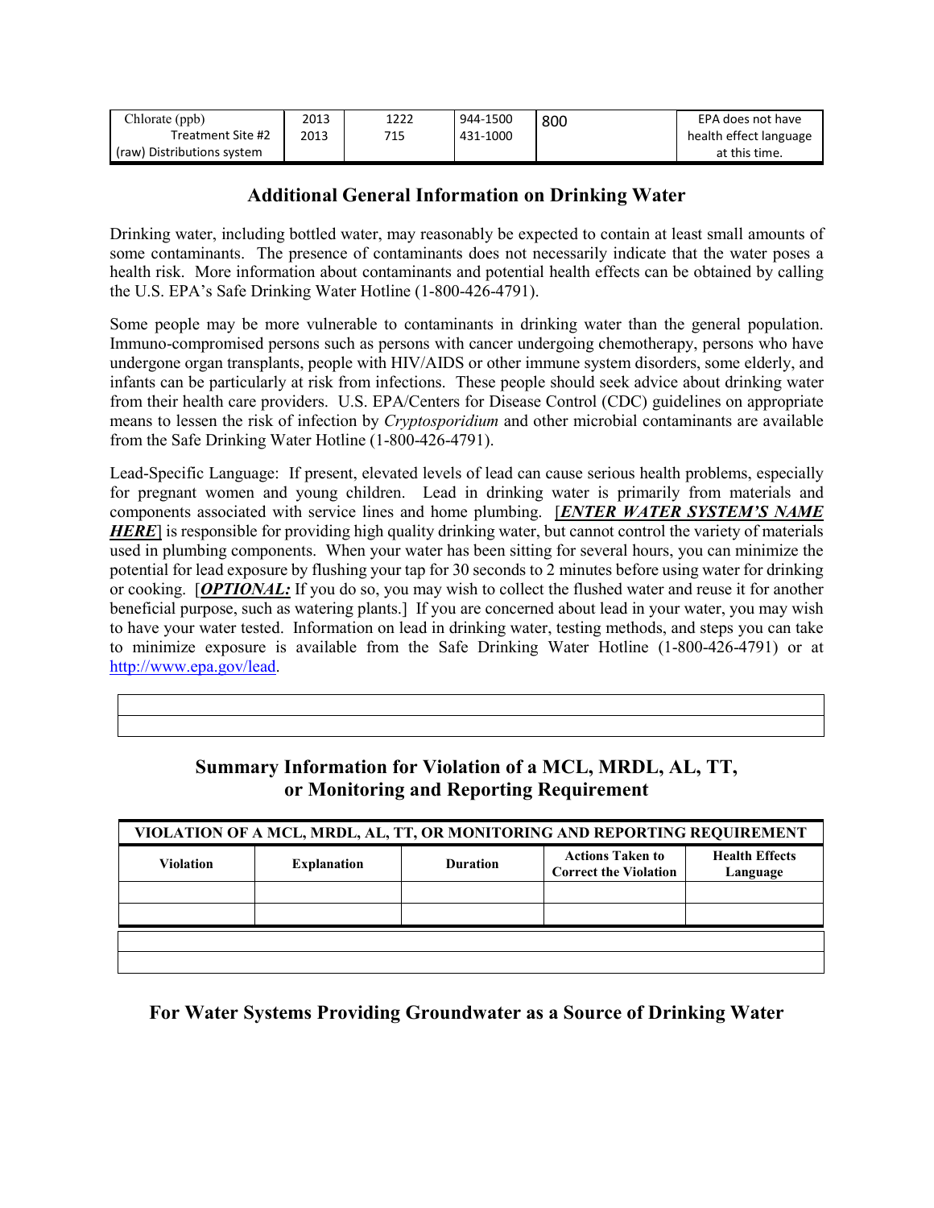| Chlorate (ppb) Treatment Site #2 (raw) Distributions system | 2013 2013 | 1222 715 | 944-1500 431-1000 | 800 | EPA does not have health effect language at this time. |
|---|---|---|---|---|---|

## Additional General Information on Drinking Water

Drinking water, including bottled water, may reasonably be expected to contain at least small amounts of some contaminants. The presence of contaminants does not necessarily indicate that the water poses a health risk. More information about contaminants and potential health effects can be obtained by calling the U.S. EPA's Safe Drinking Water Hotline (1-800-426-4791).

Some people may be more vulnerable to contaminants in drinking water than the general population. Immuno-compromised persons such as persons with cancer undergoing chemotherapy, persons who have undergone organ transplants, people with HIV/AIDS or other immune system disorders, some elderly, and infants can be particularly at risk from infections. These people should seek advice about drinking water from their health care providers. U.S. EPA/Centers for Disease Control (CDC) guidelines on appropriate means to lessen the risk of infection by *Cryptosporidium* and other microbial contaminants are available from the Safe Drinking Water Hotline (1-800-426-4791).

Lead-Specific Language: If present, elevated levels of lead can cause serious health problems, especially for pregnant women and young children. Lead in drinking water is primarily from materials and components associated with service lines and home plumbing. [***ENTER WATER SYSTEM'S NAME HERE***] is responsible for providing high quality drinking water, but cannot control the variety of materials used in plumbing components. When your water has been sitting for several hours, you can minimize the potential for lead exposure by flushing your tap for 30 seconds to 2 minutes before using water for drinking or cooking. [***OPTIONAL:*** If you do so, you may wish to collect the flushed water and reuse it for another beneficial purpose, such as watering plants.] If you are concerned about lead in your water, you may wish to have your water tested. Information on lead in drinking water, testing methods, and steps you can take to minimize exposure is available from the Safe Drinking Water Hotline (1-800-426-4791) or at http://www.epa.gov/lead.

## Summary Information for Violation of a MCL, MRDL, AL, TT, or Monitoring and Reporting Requirement

| VIOLATION OF A MCL, MRDL, AL, TT, OR MONITORING AND REPORTING REQUIREMENT | | | | |
|---|---|---|---|---|
| **Violation** | **Explanation** | **Duration** | **Actions Taken to Correct the Violation** | **Health Effects Language** |
| | | | | |
| | | | | |

## For Water Systems Providing Groundwater as a Source of Drinking Water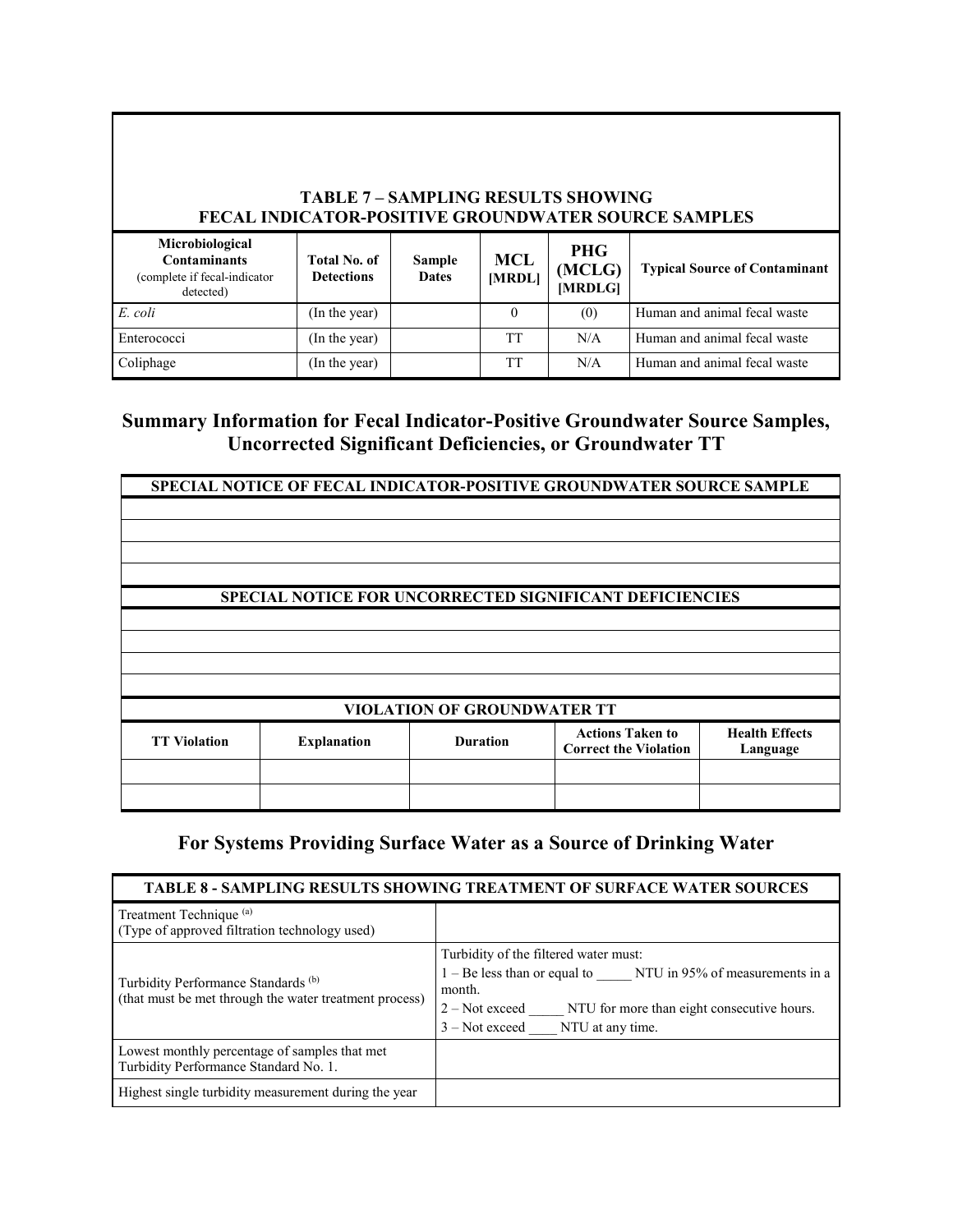| TABLE 7 – SAMPLING RESULTS SHOWING FECAL INDICATOR-POSITIVE GROUNDWATER SOURCE SAMPLES | | | | | |
|---|---|---|---|---|---|
| **Microbiological Contaminants** (complete if fecal-indicator detected) | **Total No. of Detections** | **Sample Dates** | **MCL [MRDL]** | **PHG (MCLG) [MRDLG]** | **Typical Source of Contaminant** |
| *E. coli* | (In the year) | | 0 | (0) | Human and animal fecal waste |
| Enterococci | (In the year) | | TT | N/A | Human and animal fecal waste |
| Coliphage | (In the year) | | TT | N/A | Human and animal fecal waste |

## Summary Information for Fecal Indicator-Positive Groundwater Source Samples, Uncorrected Significant Deficiencies, or Groundwater TT

| SPECIAL NOTICE OF FECAL INDICATOR-POSITIVE GROUNDWATER SOURCE SAMPLE |
|---|
| |
| |
| |
| |

| SPECIAL NOTICE FOR UNCORRECTED SIGNIFICANT DEFICIENCIES |
|---|
| |
| |
| |
| |

| VIOLATION OF GROUNDWATER TT | | | | |
|---|---|---|---|---|
| **TT Violation** | **Explanation** | **Duration** | **Actions Taken to Correct the Violation** | **Health Effects Language** |
| | | | | |
| | | | | |

## For Systems Providing Surface Water as a Source of Drinking Water

| TABLE 8 - SAMPLING RESULTS SHOWING TREATMENT OF SURFACE WATER SOURCES | |
|---|---|
| Treatment Technique [(a)] (Type of approved filtration technology used) | |
| Turbidity Performance Standards [(b)] (that must be met through the water treatment process) | Turbidity of the filtered water must:<br>1 – Be less than or equal to _____ NTU in 95% of measurements in a month.<br>2 – Not exceed _____ NTU for more than eight consecutive hours.<br>3 – Not exceed ____ NTU at any time. |
| Lowest monthly percentage of samples that met Turbidity Performance Standard No. 1. | |
| Highest single turbidity measurement during the year | |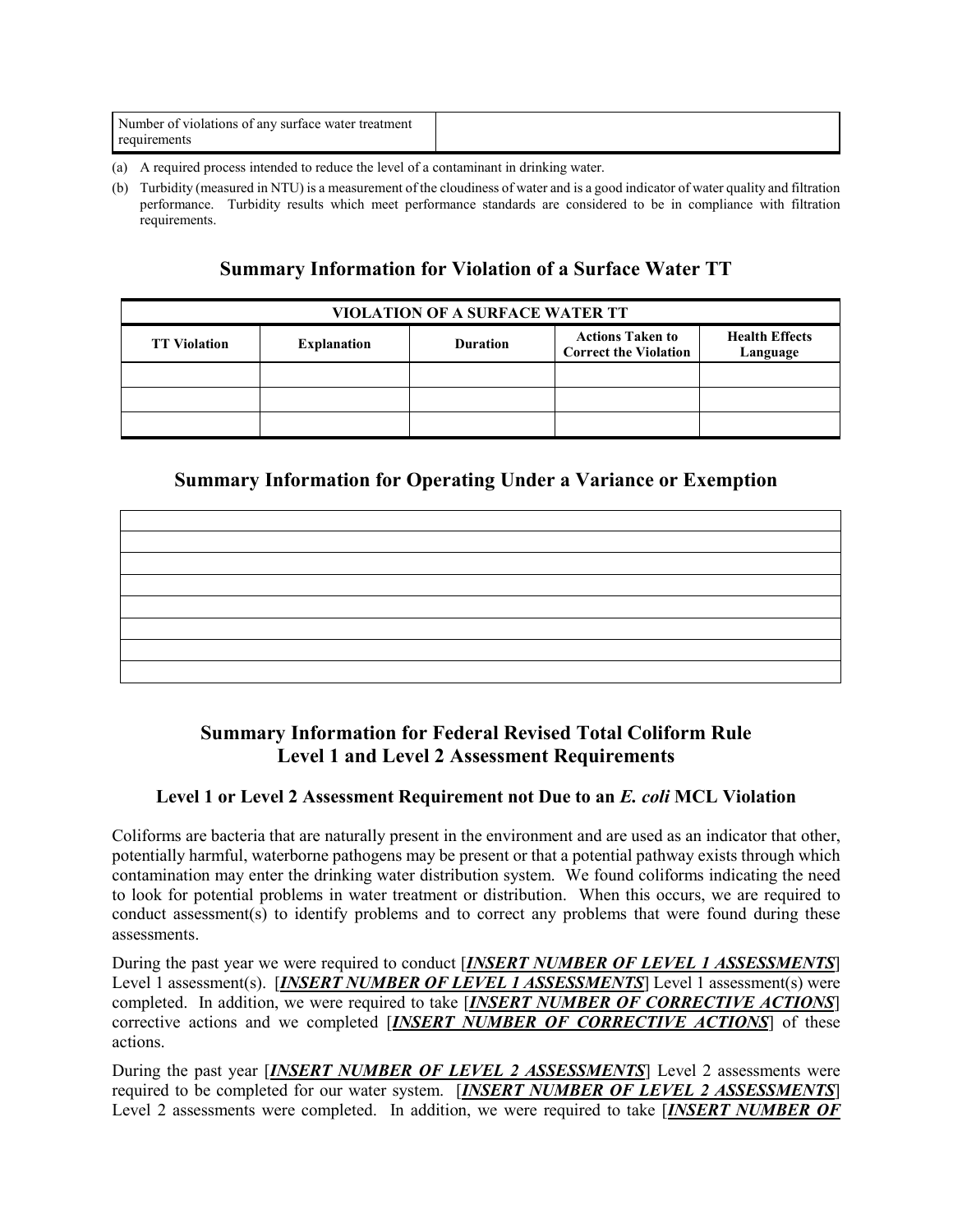| Number of violations of any surface water treatment requirements | |
|---|---|

(a) A required process intended to reduce the level of a contaminant in drinking water.

(b) Turbidity (measured in NTU) is a measurement of the cloudiness of water and is a good indicator of water quality and filtration performance. Turbidity results which meet performance standards are considered to be in compliance with filtration requirements.

## Summary Information for Violation of a Surface Water TT

| VIOLATION OF A SURFACE WATER TT | | | | |
|---|---|---|---|---|
| **TT Violation** | **Explanation** | **Duration** | **Actions Taken to Correct the Violation** | **Health Effects Language** |
| | | | | |
| | | | | |
| | | | | |

## Summary Information for Operating Under a Variance or Exemption

| |
|---|
| |
| |
| |
| |
| |
| |
| |

## Summary Information for Federal Revised Total Coliform Rule Level 1 and Level 2 Assessment Requirements

### Level 1 or Level 2 Assessment Requirement not Due to an *E. coli* MCL Violation

Coliforms are bacteria that are naturally present in the environment and are used as an indicator that other, potentially harmful, waterborne pathogens may be present or that a potential pathway exists through which contamination may enter the drinking water distribution system. We found coliforms indicating the need to look for potential problems in water treatment or distribution. When this occurs, we are required to conduct assessment(s) to identify problems and to correct any problems that were found during these assessments.

During the past year we were required to conduct [***INSERT NUMBER OF LEVEL 1 ASSESSMENTS***] Level 1 assessment(s). [***INSERT NUMBER OF LEVEL 1 ASSESSMENTS***] Level 1 assessment(s) were completed. In addition, we were required to take [***INSERT NUMBER OF CORRECTIVE ACTIONS***] corrective actions and we completed [***INSERT NUMBER OF CORRECTIVE ACTIONS***] of these actions.

During the past year [***INSERT NUMBER OF LEVEL 2 ASSESSMENTS***] Level 2 assessments were required to be completed for our water system. [***INSERT NUMBER OF LEVEL 2 ASSESSMENTS***] Level 2 assessments were completed. In addition, we were required to take [***INSERT NUMBER OF***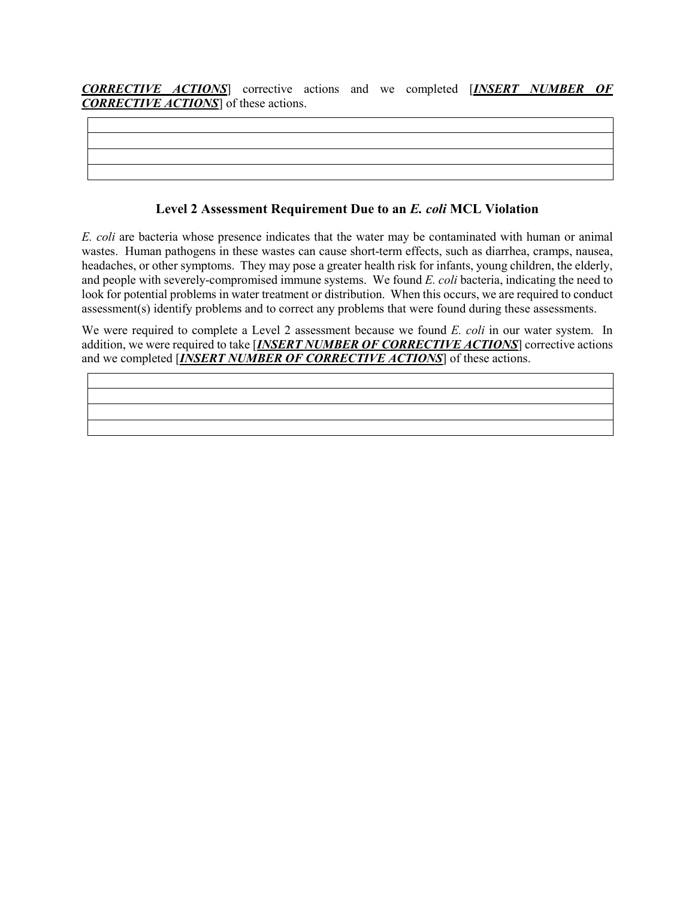***CORRECTIVE ACTIONS***] corrective actions and we completed [***INSERT NUMBER OF CORRECTIVE ACTIONS***] of these actions.

| |
|---|
| |
| |
| |

### Level 2 Assessment Requirement Due to an *E. coli* MCL Violation

*E. coli* are bacteria whose presence indicates that the water may be contaminated with human or animal wastes. Human pathogens in these wastes can cause short-term effects, such as diarrhea, cramps, nausea, headaches, or other symptoms. They may pose a greater health risk for infants, young children, the elderly, and people with severely-compromised immune systems. We found *E. coli* bacteria, indicating the need to look for potential problems in water treatment or distribution. When this occurs, we are required to conduct assessment(s) identify problems and to correct any problems that were found during these assessments.

We were required to complete a Level 2 assessment because we found *E. coli* in our water system. In addition, we were required to take [***INSERT NUMBER OF CORRECTIVE ACTIONS***] corrective actions and we completed [***INSERT NUMBER OF CORRECTIVE ACTIONS***] of these actions.

| |
|---|
| |
| |
| |